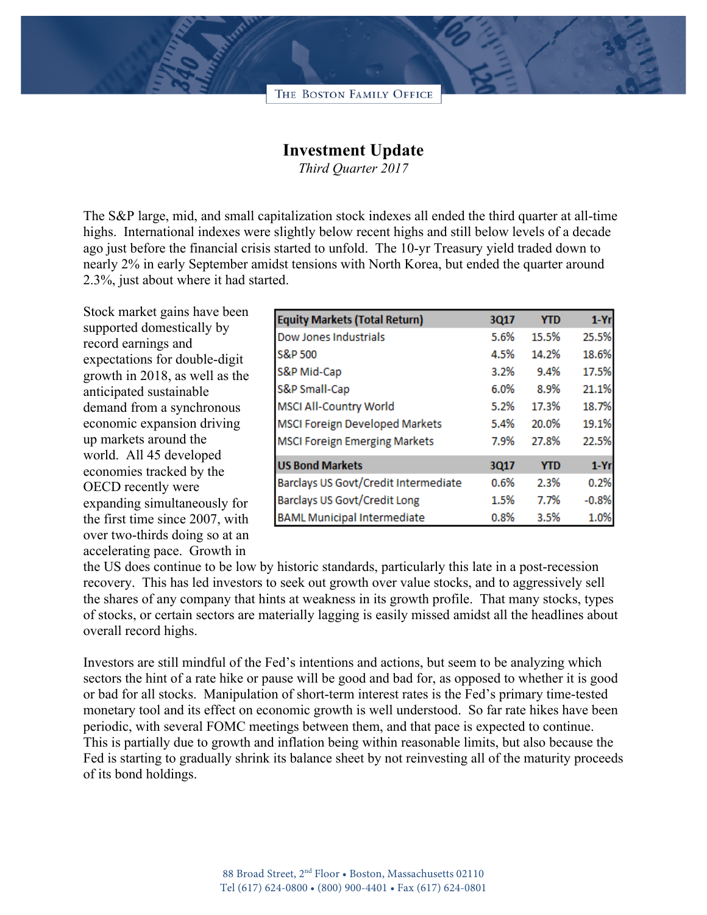THE BOSTON FAMILY OFFICE

# Investment Update

*Third Quarter 2017*

The S&P large, mid, and small capitalization stock indexes all ended the third quarter at all-time highs. International indexes were slightly below recent highs and still below levels of a decade ago just before the financial crisis started to unfold. The 10-yr Treasury yield traded down to nearly 2% in early September amidst tensions with North Korea, but ended the quarter around 2.3%, just about where it had started.

| Equity Markets (Total Return) | 3Q17 | YTD | 1-Yr |
|---|---|---|---|
| Dow Jones Industrials | 5.6% | 15.5% | 25.5% |
| S&P 500 | 4.5% | 14.2% | 18.6% |
| S&P Mid-Cap | 3.2% | 9.4% | 17.5% |
| S&P Small-Cap | 6.0% | 8.9% | 21.1% |
| MSCI All-Country World | 5.2% | 17.3% | 18.7% |
| MSCI Foreign Developed Markets | 5.4% | 20.0% | 19.1% |
| MSCI Foreign Emerging Markets | 7.9% | 27.8% | 22.5% |
| **US Bond Markets** | **3Q17** | **YTD** | **1-Yr** |
| Barclays US Govt/Credit Intermediate | 0.6% | 2.3% | 0.2% |
| Barclays US Govt/Credit Long | 1.5% | 7.7% | -0.8% |
| BAML Municipal Intermediate | 0.8% | 3.5% | 1.0% |

Stock market gains have been supported domestically by record earnings and expectations for double-digit growth in 2018, as well as the anticipated sustainable demand from a synchronous economic expansion driving up markets around the world. All 45 developed economies tracked by the OECD recently were expanding simultaneously for the first time since 2007, with over two-thirds doing so at an accelerating pace. Growth in the US does continue to be low by historic standards, particularly this late in a post-recession recovery. This has led investors to seek out growth over value stocks, and to aggressively sell the shares of any company that hints at weakness in its growth profile. That many stocks, types of stocks, or certain sectors are materially lagging is easily missed amidst all the headlines about overall record highs.

Investors are still mindful of the Fed's intentions and actions, but seem to be analyzing which sectors the hint of a rate hike or pause will be good and bad for, as opposed to whether it is good or bad for all stocks. Manipulation of short-term interest rates is the Fed's primary time-tested monetary tool and its effect on economic growth is well understood. So far rate hikes have been periodic, with several FOMC meetings between them, and that pace is expected to continue. This is partially due to growth and inflation being within reasonable limits, but also because the Fed is starting to gradually shrink its balance sheet by not reinvesting all of the maturity proceeds of its bond holdings.

88 Broad Street, 2nd Floor • Boston, Massachusetts 02110
Tel (617) 624-0800 • (800) 900-4401 • Fax (617) 624-0801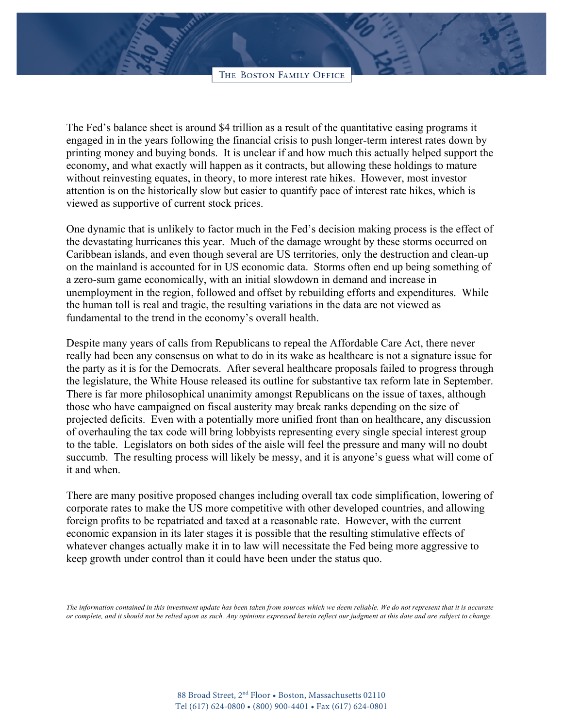The Fed's balance sheet is around $4 trillion as a result of the quantitative easing programs it engaged in in the years following the financial crisis to push longer-term interest rates down by printing money and buying bonds. It is unclear if and how much this actually helped support the economy, and what exactly will happen as it contracts, but allowing these holdings to mature without reinvesting equates, in theory, to more interest rate hikes. However, most investor attention is on the historically slow but easier to quantify pace of interest rate hikes, which is viewed as supportive of current stock prices.

One dynamic that is unlikely to factor much in the Fed's decision making process is the effect of the devastating hurricanes this year. Much of the damage wrought by these storms occurred on Caribbean islands, and even though several are US territories, only the destruction and clean-up on the mainland is accounted for in US economic data. Storms often end up being something of a zero-sum game economically, with an initial slowdown in demand and increase in unemployment in the region, followed and offset by rebuilding efforts and expenditures. While the human toll is real and tragic, the resulting variations in the data are not viewed as fundamental to the trend in the economy's overall health.

Despite many years of calls from Republicans to repeal the Affordable Care Act, there never really had been any consensus on what to do in its wake as healthcare is not a signature issue for the party as it is for the Democrats. After several healthcare proposals failed to progress through the legislature, the White House released its outline for substantive tax reform late in September. There is far more philosophical unanimity amongst Republicans on the issue of taxes, although those who have campaigned on fiscal austerity may break ranks depending on the size of projected deficits. Even with a potentially more unified front than on healthcare, any discussion of overhauling the tax code will bring lobbyists representing every single special interest group to the table. Legislators on both sides of the aisle will feel the pressure and many will no doubt succumb. The resulting process will likely be messy, and it is anyone's guess what will come of it and when.

There are many positive proposed changes including overall tax code simplification, lowering of corporate rates to make the US more competitive with other developed countries, and allowing foreign profits to be repatriated and taxed at a reasonable rate. However, with the current economic expansion in its later stages it is possible that the resulting stimulative effects of whatever changes actually make it in to law will necessitate the Fed being more aggressive to keep growth under control than it could have been under the status quo.

*The information contained in this investment update has been taken from sources which we deem reliable. We do not represent that it is accurate or complete, and it should not be relied upon as such. Any opinions expressed herein reflect our judgment at this date and are subject to change.*